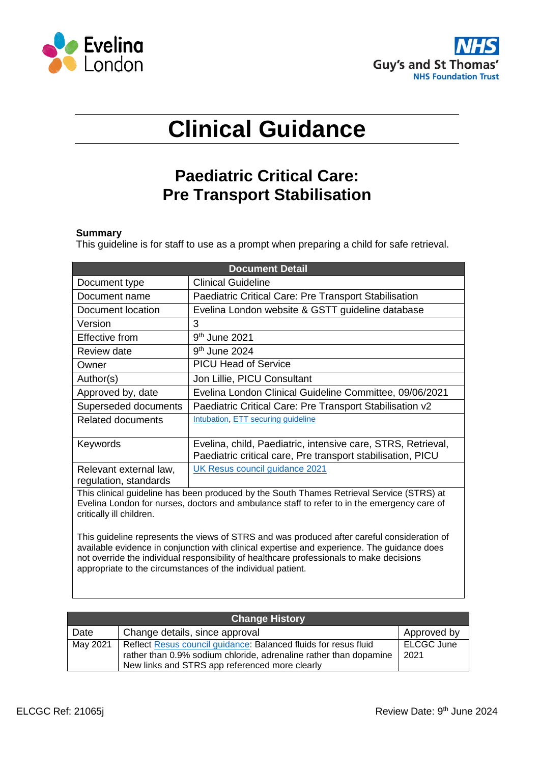# Clinical Guidance

## Paediatric Critical Care: Pre Transport Stabilisation

**Summary**

This guideline is for staff to use as a prompt when preparing a child for safe retrieval.

| Document Detail | |
|---|---|
| Document type | Clinical Guideline |
| Document name | Paediatric Critical Care: Pre Transport Stabilisation |
| Document location | Evelina London website & GSTT guideline database |
| Version | 3 |
| Effective from | 9th June 2021 |
| Review date | 9th June 2024 |
| Owner | PICU Head of Service |
| Author(s) | Jon Lillie, PICU Consultant |
| Approved by, date | Evelina London Clinical Guideline Committee, 09/06/2021 |
| Superseded documents | Paediatric Critical Care: Pre Transport Stabilisation v2 |
| Related documents | Intubation, ETT securing guideline |
| Keywords | Evelina, child, Paediatric, intensive care, STRS, Retrieval, Paediatric critical care, Pre transport stabilisation, PICU |
| Relevant external law, regulation, standards | UK Resus council guidance 2021 |
| This clinical guideline has been produced by the South Thames Retrieval Service (STRS) at Evelina London for nurses, doctors and ambulance staff to refer to in the emergency care of critically ill children.<br><br>This guideline represents the views of STRS and was produced after careful consideration of available evidence in conjunction with clinical expertise and experience. The guidance does not override the individual responsibility of healthcare professionals to make decisions appropriate to the circumstances of the individual patient. | |

| Change History | | |
|---|---|---|
| Date | Change details, since approval | Approved by |
| May 2021 | Reflect Resus council guidance: Balanced fluids for resus fluid rather than 0.9% sodium chloride, adrenaline rather than dopamine<br>New links and STRS app referenced more clearly | ELCGC June 2021 |

ELCGC Ref: 21065j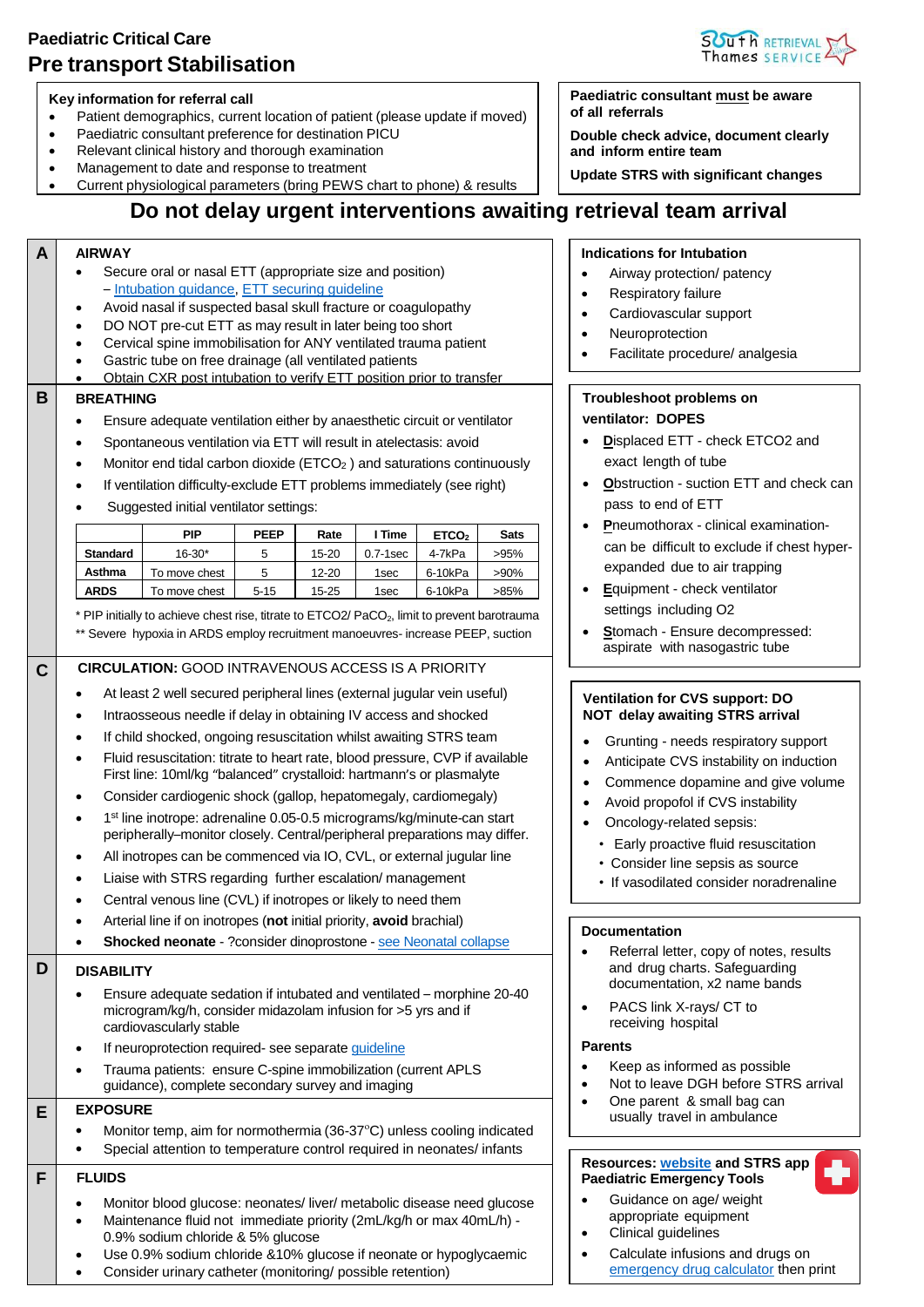# Paediatric Critical Care
## Pre transport Stabilisation

**Key information for referral call**

- Patient demographics, current location of patient (please update if moved)
- Paediatric consultant preference for destination PICU
- Relevant clinical history and thorough examination
- Management to date and response to treatment
- Current physiological parameters (bring PEWS chart to phone) & results

**Paediatric consultant <u>must</u> be aware of all referrals**

**Double check advice, document clearly and inform entire team**

**Update STRS with significant changes**

## Do not delay urgent interventions awaiting retrieval team arrival

### A — AIRWAY

- Secure oral or nasal ETT (appropriate size and position) – Intubation guidance, ETT securing guideline
- Avoid nasal if suspected basal skull fracture or coagulopathy
- DO NOT pre-cut ETT as may result in later being too short
- Cervical spine immobilisation for ANY ventilated trauma patient
- Gastric tube on free drainage (all ventilated patients
- Obtain CXR post intubation to verify ETT position prior to transfer

### B — BREATHING

- Ensure adequate ventilation either by anaesthetic circuit or ventilator
- Spontaneous ventilation via ETT will result in atelectasis: avoid
- Monitor end tidal carbon dioxide ($ETCO_2$) and saturations continuously
- If ventilation difficulty-exclude ETT problems immediately (see right)
- Suggested initial ventilator settings:

| | PIP | PEEP | Rate | I Time | $ETCO_2$ | Sats |
|---|---|---|---|---|---|---|
| **Standard** | 16-30* | 5 | 15-20 | 0.7-1sec | 4-7kPa | >95% |
| **Asthma** | To move chest | 5 | 12-20 | 1sec | 6-10kPa | >90% |
| **ARDS** | To move chest | 5-15 | 15-25 | 1sec | 6-10kPa | >85% |

\* PIP initially to achieve chest rise, titrate to ETCO2/ $PaCO_2$, limit to prevent barotrauma

\*\* Severe hypoxia in ARDS employ recruitment manoeuvres- increase PEEP, suction

### C — CIRCULATION: GOOD INTRAVENOUS ACCESS IS A PRIORITY

- At least 2 well secured peripheral lines (external jugular vein useful)
- Intraosseous needle if delay in obtaining IV access and shocked
- If child shocked, ongoing resuscitation whilst awaiting STRS team
- Fluid resuscitation: titrate to heart rate, blood pressure, CVP if available First line: 10ml/kg "balanced" crystalloid: hartmann's or plasmalyte
- Consider cardiogenic shock (gallop, hepatomegaly, cardiomegaly)
- 1st line inotrope: adrenaline 0.05-0.5 micrograms/kg/minute-can start peripherally–monitor closely. Central/peripheral preparations may differ.
- All inotropes can be commenced via IO, CVL, or external jugular line
- Liaise with STRS regarding further escalation/ management
- Central venous line (CVL) if inotropes or likely to need them
- Arterial line if on inotropes (**not** initial priority, **avoid** brachial)
- **Shocked neonate** - ?consider dinoprostone - see Neonatal collapse

### D — DISABILITY

- Ensure adequate sedation if intubated and ventilated – morphine 20-40 microgram/kg/h, consider midazolam infusion for >5 yrs and if cardiovascularly stable
- If neuroprotection required- see separate guideline
- Trauma patients: ensure C-spine immobilization (current APLS guidance), complete secondary survey and imaging

### E — EXPOSURE

- Monitor temp, aim for normothermia (36-37°C) unless cooling indicated
- Special attention to temperature control required in neonates/ infants

### F — FLUIDS

- Monitor blood glucose: neonates/ liver/ metabolic disease need glucose
- Maintenance fluid not immediate priority (2mL/kg/h or max 40mL/h) - 0.9% sodium chloride & 5% glucose
- Use 0.9% sodium chloride &10% glucose if neonate or hypoglycaemic
- Consider urinary catheter (monitoring/ possible retention)

**Indications for Intubation**

- Airway protection/ patency
- Respiratory failure
- Cardiovascular support
- Neuroprotection
- Facilitate procedure/ analgesia

**Troubleshoot problems on ventilator: DOPES**

- **<u>D</u>**isplaced ETT - check ETCO2 and exact length of tube
- **<u>O</u>**bstruction - suction ETT and check can pass to end of ETT
- **<u>P</u>**neumothorax - clinical examination- can be difficult to exclude if chest hyper-expanded due to air trapping
- **<u>E</u>**quipment - check ventilator settings including O2
- **<u>S</u>**tomach - Ensure decompressed: aspirate with nasogastric tube

**Ventilation for CVS support: DO NOT delay awaiting STRS arrival**

- Grunting - needs respiratory support
- Anticipate CVS instability on induction
- Commence dopamine and give volume
- Avoid propofol if CVS instability
- Oncology-related sepsis:
  - Early proactive fluid resuscitation
  - Consider line sepsis as source
  - If vasodilated consider noradrenaline

**Documentation**

- Referral letter, copy of notes, results and drug charts. Safeguarding documentation, x2 name bands
- PACS link X-rays/ CT to receiving hospital

**Parents**

- Keep as informed as possible
- Not to leave DGH before STRS arrival
- One parent & small bag can usually travel in ambulance

**Resources: website and STRS app Paediatric Emergency Tools**

- Guidance on age/ weight appropriate equipment
- Clinical guidelines
- Calculate infusions and drugs on emergency drug calculator then print